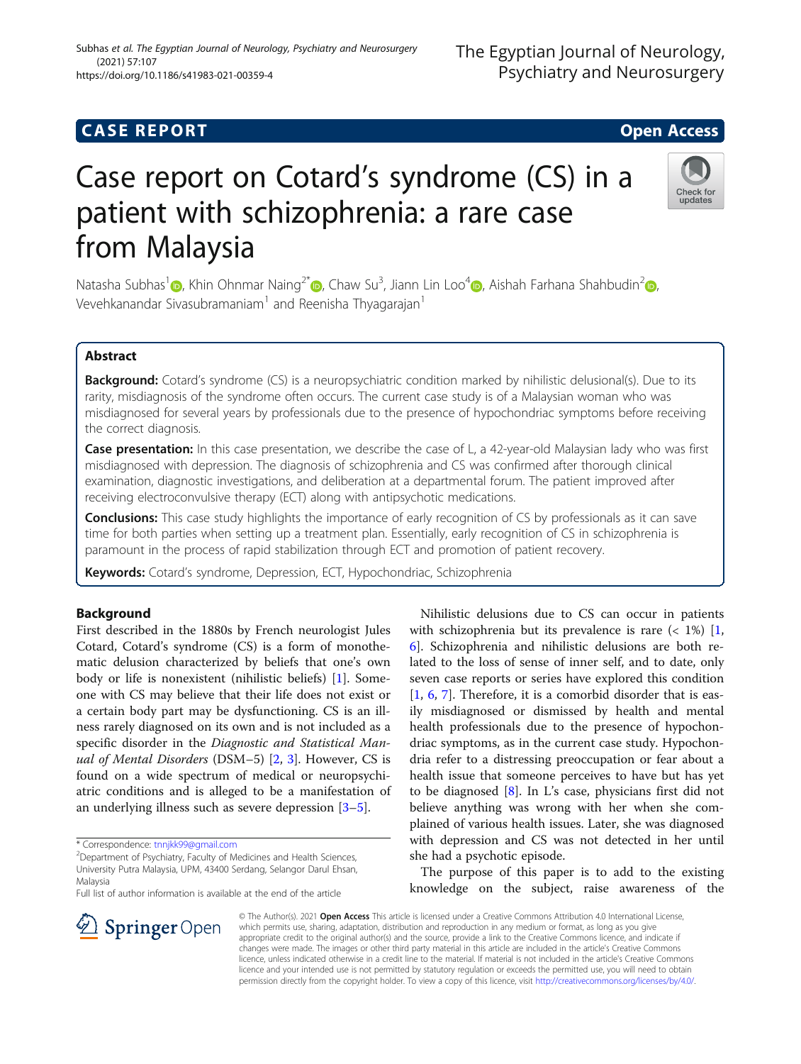CASE REPORT

Open Access

# Case report on Cotard's syndrome (CS) in a patient with schizophrenia: a rare case from Malaysia

Natasha Subhas[1], Khin Ohnmar Naing[2*], Chaw Su[3], Jiann Lin Loo[4], Aishah Farhana Shahbudin[2], Vevehkanandar Sivasubramaniam[1] and Reenisha Thyagarajan[1]

## Abstract

**Background:** Cotard's syndrome (CS) is a neuropsychiatric condition marked by nihilistic delusional(s). Due to its rarity, misdiagnosis of the syndrome often occurs. The current case study is of a Malaysian woman who was misdiagnosed for several years by professionals due to the presence of hypochondriac symptoms before receiving the correct diagnosis.

**Case presentation:** In this case presentation, we describe the case of L, a 42-year-old Malaysian lady who was first misdiagnosed with depression. The diagnosis of schizophrenia and CS was confirmed after thorough clinical examination, diagnostic investigations, and deliberation at a departmental forum. The patient improved after receiving electroconvulsive therapy (ECT) along with antipsychotic medications.

**Conclusions:** This case study highlights the importance of early recognition of CS by professionals as it can save time for both parties when setting up a treatment plan. Essentially, early recognition of CS in schizophrenia is paramount in the process of rapid stabilization through ECT and promotion of patient recovery.

**Keywords:** Cotard's syndrome, Depression, ECT, Hypochondriac, Schizophrenia

## Background

First described in the 1880s by French neurologist Jules Cotard, Cotard's syndrome (CS) is a form of monothematic delusion characterized by beliefs that one's own body or life is nonexistent (nihilistic beliefs) [1]. Someone with CS may believe that their life does not exist or a certain body part may be dysfunctioning. CS is an illness rarely diagnosed on its own and is not included as a specific disorder in the *Diagnostic and Statistical Manual of Mental Disorders* (DSM−5) [2, 3]. However, CS is found on a wide spectrum of medical or neuropsychiatric conditions and is alleged to be a manifestation of an underlying illness such as severe depression [3–5].

Nihilistic delusions due to CS can occur in patients with schizophrenia but its prevalence is rare (< 1%) [1, 6]. Schizophrenia and nihilistic delusions are both related to the loss of sense of inner self, and to date, only seven case reports or series have explored this condition [1, 6, 7]. Therefore, it is a comorbid disorder that is easily misdiagnosed or dismissed by health and mental health professionals due to the presence of hypochondriac symptoms, as in the current case study. Hypochondria refer to a distressing preoccupation or fear about a health issue that someone perceives to have but has yet to be diagnosed [8]. In L's case, physicians first did not believe anything was wrong with her when she complained of various health issues. Later, she was diagnosed with depression and CS was not detected in her until she had a psychotic episode.

The purpose of this paper is to add to the existing knowledge on the subject, raise awareness of the

\* Correspondence: tnnjkk99@gmail.com
[2]Department of Psychiatry, Faculty of Medicines and Health Sciences, University Putra Malaysia, UPM, 43400 Serdang, Selangor Darul Ehsan, Malaysia
Full list of author information is available at the end of the article

© The Author(s). 2021 **Open Access** This article is licensed under a Creative Commons Attribution 4.0 International License, which permits use, sharing, adaptation, distribution and reproduction in any medium or format, as long as you give appropriate credit to the original author(s) and the source, provide a link to the Creative Commons licence, and indicate if changes were made. The images or other third party material in this article are included in the article's Creative Commons licence, unless indicated otherwise in a credit line to the material. If material is not included in the article's Creative Commons licence and your intended use is not permitted by statutory regulation or exceeds the permitted use, you will need to obtain permission directly from the copyright holder. To view a copy of this licence, visit http://creativecommons.org/licenses/by/4.0/.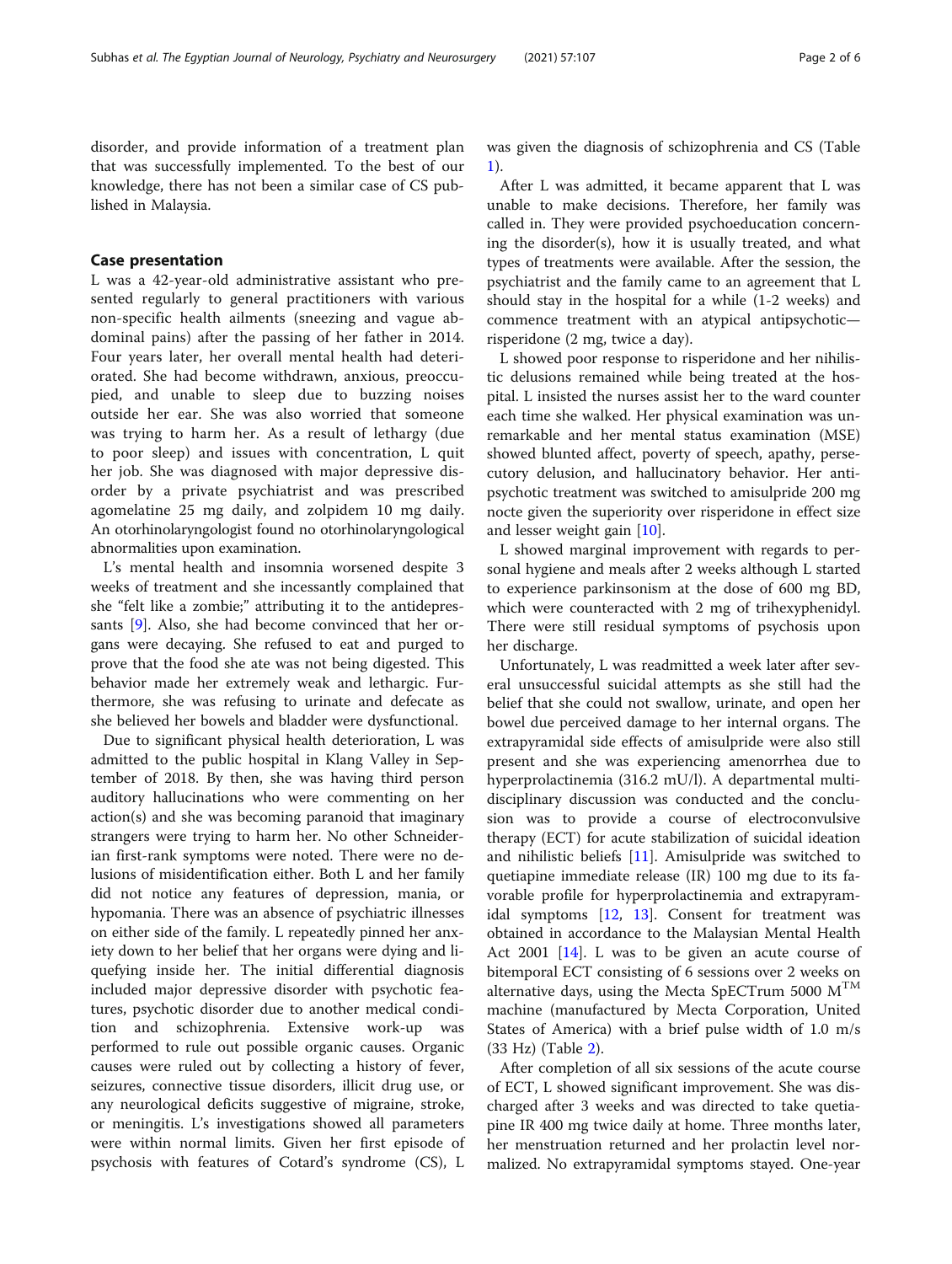disorder, and provide information of a treatment plan that was successfully implemented. To the best of our knowledge, there has not been a similar case of CS published in Malaysia.

## Case presentation

L was a 42-year-old administrative assistant who presented regularly to general practitioners with various non-specific health ailments (sneezing and vague abdominal pains) after the passing of her father in 2014. Four years later, her overall mental health had deteriorated. She had become withdrawn, anxious, preoccupied, and unable to sleep due to buzzing noises outside her ear. She was also worried that someone was trying to harm her. As a result of lethargy (due to poor sleep) and issues with concentration, L quit her job. She was diagnosed with major depressive disorder by a private psychiatrist and was prescribed agomelatine 25 mg daily, and zolpidem 10 mg daily. An otorhinolaryngologist found no otorhinolaryngological abnormalities upon examination.

L's mental health and insomnia worsened despite 3 weeks of treatment and she incessantly complained that she "felt like a zombie;" attributing it to the antidepressants [9]. Also, she had become convinced that her organs were decaying. She refused to eat and purged to prove that the food she ate was not being digested. This behavior made her extremely weak and lethargic. Furthermore, she was refusing to urinate and defecate as she believed her bowels and bladder were dysfunctional.

Due to significant physical health deterioration, L was admitted to the public hospital in Klang Valley in September of 2018. By then, she was having third person auditory hallucinations who were commenting on her action(s) and she was becoming paranoid that imaginary strangers were trying to harm her. No other Schneiderian first-rank symptoms were noted. There were no delusions of misidentification either. Both L and her family did not notice any features of depression, mania, or hypomania. There was an absence of psychiatric illnesses on either side of the family. L repeatedly pinned her anxiety down to her belief that her organs were dying and liquefying inside her. The initial differential diagnosis included major depressive disorder with psychotic features, psychotic disorder due to another medical condition and schizophrenia. Extensive work-up was performed to rule out possible organic causes. Organic causes were ruled out by collecting a history of fever, seizures, connective tissue disorders, illicit drug use, or any neurological deficits suggestive of migraine, stroke, or meningitis. L's investigations showed all parameters were within normal limits. Given her first episode of psychosis with features of Cotard's syndrome (CS), L was given the diagnosis of schizophrenia and CS (Table 1).

After L was admitted, it became apparent that L was unable to make decisions. Therefore, her family was called in. They were provided psychoeducation concerning the disorder(s), how it is usually treated, and what types of treatments were available. After the session, the psychiatrist and the family came to an agreement that L should stay in the hospital for a while (1-2 weeks) and commence treatment with an atypical antipsychotic—risperidone (2 mg, twice a day).

L showed poor response to risperidone and her nihilistic delusions remained while being treated at the hospital. L insisted the nurses assist her to the ward counter each time she walked. Her physical examination was unremarkable and her mental status examination (MSE) showed blunted affect, poverty of speech, apathy, persecutory delusion, and hallucinatory behavior. Her antipsychotic treatment was switched to amisulpride 200 mg nocte given the superiority over risperidone in effect size and lesser weight gain [10].

L showed marginal improvement with regards to personal hygiene and meals after 2 weeks although L started to experience parkinsonism at the dose of 600 mg BD, which were counteracted with 2 mg of trihexyphenidyl. There were still residual symptoms of psychosis upon her discharge.

Unfortunately, L was readmitted a week later after several unsuccessful suicidal attempts as she still had the belief that she could not swallow, urinate, and open her bowel due perceived damage to her internal organs. The extrapyramidal side effects of amisulpride were also still present and she was experiencing amenorrhea due to hyperprolactinemia (316.2 mU/l). A departmental multidisciplinary discussion was conducted and the conclusion was to provide a course of electroconvulsive therapy (ECT) for acute stabilization of suicidal ideation and nihilistic beliefs [11]. Amisulpride was switched to quetiapine immediate release (IR) 100 mg due to its favorable profile for hyperprolactinemia and extrapyramidal symptoms [12, 13]. Consent for treatment was obtained in accordance to the Malaysian Mental Health Act 2001 [14]. L was to be given an acute course of bitemporal ECT consisting of 6 sessions over 2 weeks on alternative days, using the Mecta SpECTrum 5000 M™ machine (manufactured by Mecta Corporation, United States of America) with a brief pulse width of 1.0 m/s (33 Hz) (Table 2).

After completion of all six sessions of the acute course of ECT, L showed significant improvement. She was discharged after 3 weeks and was directed to take quetiapine IR 400 mg twice daily at home. Three months later, her menstruation returned and her prolactin level normalized. No extrapyramidal symptoms stayed. One-year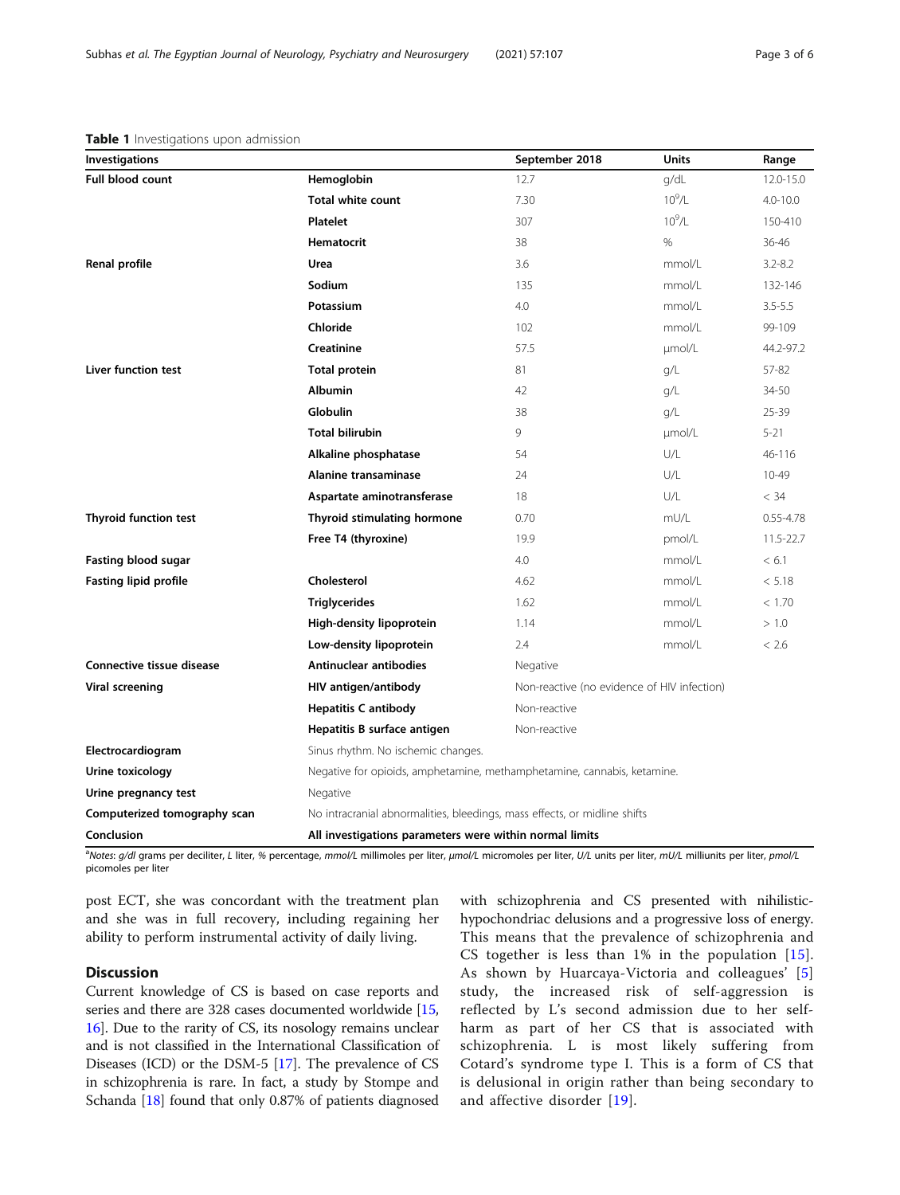**Table 1** Investigations upon admission

| Investigations | | September 2018 | Units | Range |
|---|---|---|---|---|
| **Full blood count** | **Hemoglobin** | 12.7 | g/dL | 12.0-15.0 |
| | **Total white count** | 7.30 | $10^9$/L | 4.0-10.0 |
| | **Platelet** | 307 | $10^9$/L | 150-410 |
| | **Hematocrit** | 38 | % | 36-46 |
| **Renal profile** | **Urea** | 3.6 | mmol/L | 3.2-8.2 |
| | **Sodium** | 135 | mmol/L | 132-146 |
| | **Potassium** | 4.0 | mmol/L | 3.5-5.5 |
| | **Chloride** | 102 | mmol/L | 99-109 |
| | **Creatinine** | 57.5 | μmol/L | 44.2-97.2 |
| **Liver function test** | **Total protein** | 81 | g/L | 57-82 |
| | **Albumin** | 42 | g/L | 34-50 |
| | **Globulin** | 38 | g/L | 25-39 |
| | **Total bilirubin** | 9 | μmol/L | 5-21 |
| | **Alkaline phosphatase** | 54 | U/L | 46-116 |
| | **Alanine transaminase** | 24 | U/L | 10-49 |
| | **Aspartate aminotransferase** | 18 | U/L | < 34 |
| **Thyroid function test** | **Thyroid stimulating hormone** | 0.70 | mU/L | 0.55-4.78 |
| | **Free T4 (thyroxine)** | 19.9 | pmol/L | 11.5-22.7 |
| **Fasting blood sugar** | | 4.0 | mmol/L | < 6.1 |
| **Fasting lipid profile** | **Cholesterol** | 4.62 | mmol/L | < 5.18 |
| | **Triglycerides** | 1.62 | mmol/L | < 1.70 |
| | **High-density lipoprotein** | 1.14 | mmol/L | > 1.0 |
| | **Low-density lipoprotein** | 2.4 | mmol/L | < 2.6 |
| **Connective tissue disease** | **Antinuclear antibodies** | Negative | | |
| **Viral screening** | **HIV antigen/antibody** | Non-reactive (no evidence of HIV infection) | | |
| | **Hepatitis C antibody** | Non-reactive | | |
| | **Hepatitis B surface antigen** | Non-reactive | | |
| **Electrocardiogram** | Sinus rhythm. No ischemic changes. | | | |
| **Urine toxicology** | Negative for opioids, amphetamine, methamphetamine, cannabis, ketamine. | | | |
| **Urine pregnancy test** | Negative | | | |
| **Computerized tomography scan** | No intracranial abnormalities, bleedings, mass effects, or midline shifts | | | |
| **Conclusion** | **All investigations parameters were within normal limits** | | | |

[a]*Notes: g/dl* grams per deciliter, *L* liter, *%* percentage, *mmol/L* millimoles per liter, *μmol/L* micromoles per liter, *U/L* units per liter, *mU/L* milliunits per liter, *pmol/L* picomoles per liter

post ECT, she was concordant with the treatment plan and she was in full recovery, including regaining her ability to perform instrumental activity of daily living.

## Discussion

Current knowledge of CS is based on case reports and series and there are 328 cases documented worldwide [15, 16]. Due to the rarity of CS, its nosology remains unclear and is not classified in the International Classification of Diseases (ICD) or the DSM-5 [17]. The prevalence of CS in schizophrenia is rare. In fact, a study by Stompe and Schanda [18] found that only 0.87% of patients diagnosed with schizophrenia and CS presented with nihilistic-hypochondriac delusions and a progressive loss of energy. This means that the prevalence of schizophrenia and CS together is less than 1% in the population [15]. As shown by Huarcaya-Victoria and colleagues' [5] study, the increased risk of self-aggression is reflected by L's second admission due to her self-harm as part of her CS that is associated with schizophrenia. L is most likely suffering from Cotard's syndrome type I. This is a form of CS that is delusional in origin rather than being secondary to and affective disorder [19].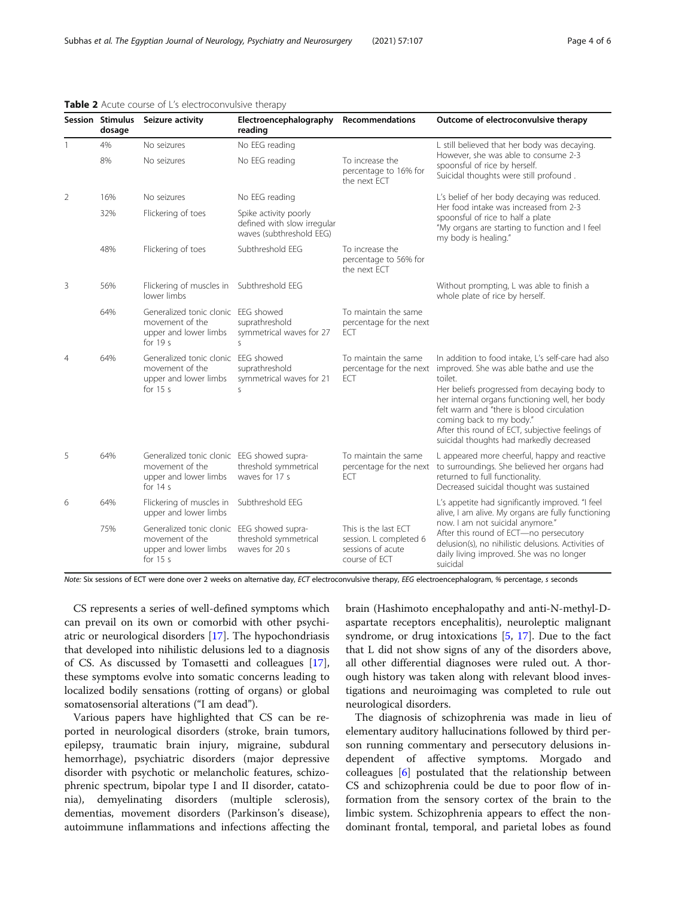**Table 2** Acute course of L's electroconvulsive therapy

| Session | Stimulus dosage | Seizure activity | Electroencephalography reading | Recommendations | Outcome of electroconvulsive therapy |
|---|---|---|---|---|---|
| 1 | 4% | No seizures | No EEG reading | | L still believed that her body was decaying. However, she was able to consume 2-3 spoonsful of rice by herself. Suicidal thoughts were still profound . |
| | 8% | No seizures | No EEG reading | To increase the percentage to 16% for the next ECT | |
| 2 | 16% | No seizures | No EEG reading | | L's belief of her body decaying was reduced. Her food intake was increased from 2-3 spoonsful of rice to half a plate "My organs are starting to function and I feel my body is healing." |
| | 32% | Flickering of toes | Spike activity poorly defined with slow irregular waves (subthreshold EEG) | | |
| | 48% | Flickering of toes | Subthreshold EEG | To increase the percentage to 56% for the next ECT | |
| 3 | 56% | Flickering of muscles in lower limbs | Subthreshold EEG | | Without prompting, L was able to finish a whole plate of rice by herself. |
| | 64% | Generalized tonic clonic movement of the upper and lower limbs for 19 s | EEG showed suprathreshold symmetrical waves for 27 s | To maintain the same percentage for the next ECT | |
| 4 | 64% | Generalized tonic clonic movement of the upper and lower limbs for 15 s | EEG showed suprathreshold symmetrical waves for 21 s | To maintain the same percentage for the next ECT | In addition to food intake, L's self-care had also improved. She was able bathe and use the toilet. Her beliefs progressed from decaying body to her internal organs functioning well, her body felt warm and "there is blood circulation coming back to my body." After this round of ECT, subjective feelings of suicidal thoughts had markedly decreased |
| 5 | 64% | Generalized tonic clonic movement of the upper and lower limbs for 14 s | EEG showed supra-threshold symmetrical waves for 17 s | To maintain the same percentage for the next ECT | L appeared more cheerful, happy and reactive to surroundings. She believed her organs had returned to full functionality. Decreased suicidal thought was sustained |
| 6 | 64% | Flickering of muscles in upper and lower limbs | Subthreshold EEG | | L's appetite had significantly improved. "I feel alive, I am alive. My organs are fully functioning now. I am not suicidal anymore." After this round of ECT—no persecutory delusion(s), no nihilistic delusions. Activities of daily living improved. She was no longer suicidal |
| | 75% | Generalized tonic clonic movement of the upper and lower limbs for 15 s | EEG showed supra-threshold symmetrical waves for 20 s | This is the last ECT session. L completed 6 sessions of acute course of ECT | |

*Note:* Six sessions of ECT were done over 2 weeks on alternative day, *ECT* electroconvulsive therapy, *EEG* electroencephalogram, *%* percentage, *s* seconds

CS represents a series of well-defined symptoms which can prevail on its own or comorbid with other psychiatric or neurological disorders [17]. The hypochondriasis that developed into nihilistic delusions led to a diagnosis of CS. As discussed by Tomasetti and colleagues [17], these symptoms evolve into somatic concerns leading to localized bodily sensations (rotting of organs) or global somatosensorial alterations ("I am dead").

Various papers have highlighted that CS can be reported in neurological disorders (stroke, brain tumors, epilepsy, traumatic brain injury, migraine, subdural hemorrhage), psychiatric disorders (major depressive disorder with psychotic or melancholic features, schizophrenic spectrum, bipolar type I and II disorder, catatonia), demyelinating disorders (multiple sclerosis), dementias, movement disorders (Parkinson's disease), autoimmune inflammations and infections affecting the brain (Hashimoto encephalopathy and anti-N-methyl-D-aspartate receptors encephalitis), neuroleptic malignant syndrome, or drug intoxications [5, 17]. Due to the fact that L did not show signs of any of the disorders above, all other differential diagnoses were ruled out. A thorough history was taken along with relevant blood investigations and neuroimaging was completed to rule out neurological disorders.

The diagnosis of schizophrenia was made in lieu of elementary auditory hallucinations followed by third person running commentary and persecutory delusions independent of affective symptoms. Morgado and colleagues [6] postulated that the relationship between CS and schizophrenia could be due to poor flow of information from the sensory cortex of the brain to the limbic system. Schizophrenia appears to effect the non-dominant frontal, temporal, and parietal lobes as found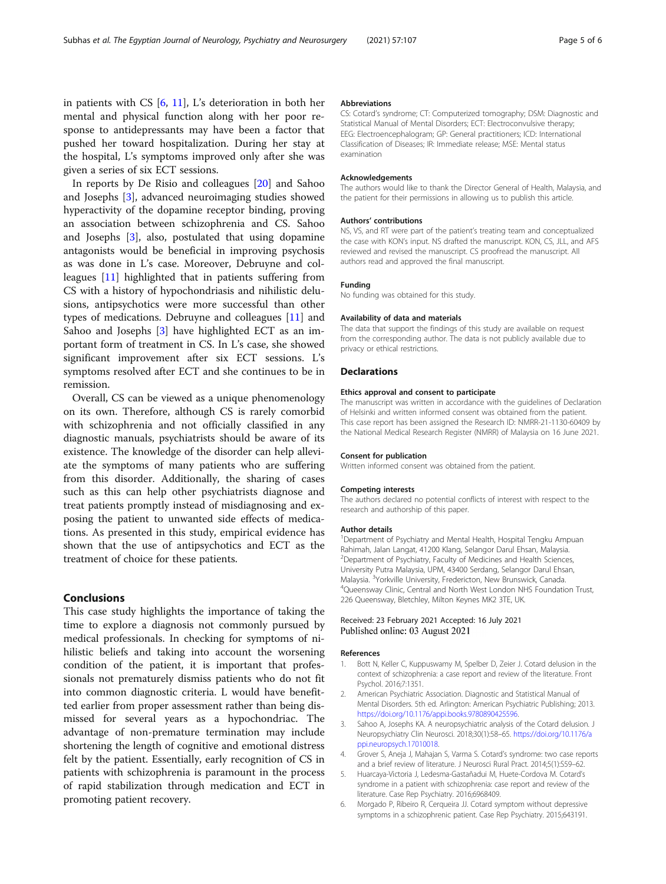in patients with CS [6, 11], L's deterioration in both her mental and physical function along with her poor response to antidepressants may have been a factor that pushed her toward hospitalization. During her stay at the hospital, L's symptoms improved only after she was given a series of six ECT sessions.

In reports by De Risio and colleagues [20] and Sahoo and Josephs [3], advanced neuroimaging studies showed hyperactivity of the dopamine receptor binding, proving an association between schizophrenia and CS. Sahoo and Josephs [3], also, postulated that using dopamine antagonists would be beneficial in improving psychosis as was done in L's case. Moreover, Debruyne and colleagues [11] highlighted that in patients suffering from CS with a history of hypochondriasis and nihilistic delusions, antipsychotics were more successful than other types of medications. Debruyne and colleagues [11] and Sahoo and Josephs [3] have highlighted ECT as an important form of treatment in CS. In L's case, she showed significant improvement after six ECT sessions. L's symptoms resolved after ECT and she continues to be in remission.

Overall, CS can be viewed as a unique phenomenology on its own. Therefore, although CS is rarely comorbid with schizophrenia and not officially classified in any diagnostic manuals, psychiatrists should be aware of its existence. The knowledge of the disorder can help alleviate the symptoms of many patients who are suffering from this disorder. Additionally, the sharing of cases such as this can help other psychiatrists diagnose and treat patients promptly instead of misdiagnosing and exposing the patient to unwanted side effects of medications. As presented in this study, empirical evidence has shown that the use of antipsychotics and ECT as the treatment of choice for these patients.

## Conclusions

This case study highlights the importance of taking the time to explore a diagnosis not commonly pursued by medical professionals. In checking for symptoms of nihilistic beliefs and taking into account the worsening condition of the patient, it is important that professionals not prematurely dismiss patients who do not fit into common diagnostic criteria. L would have benefitted earlier from proper assessment rather than being dismissed for several years as a hypochondriac. The advantage of non-premature termination may include shortening the length of cognitive and emotional distress felt by the patient. Essentially, early recognition of CS in patients with schizophrenia is paramount in the process of rapid stabilization through medication and ECT in promoting patient recovery.

#### Abbreviations

CS: Cotard's syndrome; CT: Computerized tomography; DSM: Diagnostic and Statistical Manual of Mental Disorders; ECT: Electroconvulsive therapy; EEG: Electroencephalogram; GP: General practitioners; ICD: International Classification of Diseases; IR: Immediate release; MSE: Mental status examination

#### Acknowledgements

The authors would like to thank the Director General of Health, Malaysia, and the patient for their permissions in allowing us to publish this article.

#### Authors' contributions

NS, VS, and RT were part of the patient's treating team and conceptualized the case with KON's input. NS drafted the manuscript. KON, CS, JLL, and AFS reviewed and revised the manuscript. CS proofread the manuscript. All authors read and approved the final manuscript.

#### Funding

No funding was obtained for this study.

#### Availability of data and materials

The data that support the findings of this study are available on request from the corresponding author. The data is not publicly available due to privacy or ethical restrictions.

## Declarations

#### Ethics approval and consent to participate

The manuscript was written in accordance with the guidelines of Declaration of Helsinki and written informed consent was obtained from the patient. This case report has been assigned the Research ID: NMRR-21-1130-60409 by the National Medical Research Register (NMRR) of Malaysia on 16 June 2021.

#### Consent for publication

Written informed consent was obtained from the patient.

#### Competing interests

The authors declared no potential conflicts of interest with respect to the research and authorship of this paper.

#### Author details

[1]Department of Psychiatry and Mental Health, Hospital Tengku Ampuan Rahimah, Jalan Langat, 41200 Klang, Selangor Darul Ehsan, Malaysia. [2]Department of Psychiatry, Faculty of Medicines and Health Sciences, University Putra Malaysia, UPM, 43400 Serdang, Selangor Darul Ehsan, Malaysia. [3]Yorkville University, Fredericton, New Brunswick, Canada. [4]Queensway Clinic, Central and North West London NHS Foundation Trust, 226 Queensway, Bletchley, Milton Keynes MK2 3TE, UK.

Received: 23 February 2021 Accepted: 16 July 2021
Published online: 03 August 2021

#### References

1. Bott N, Keller C, Kuppuswamy M, Spelber D, Zeier J. Cotard delusion in the context of schizophrenia: a case report and review of the literature. Front Psychol. 2016;7:1351.
2. American Psychiatric Association. Diagnostic and Statistical Manual of Mental Disorders. 5th ed. Arlington: American Psychiatric Publishing; 2013. https://doi.org/10.1176/appi.books.9780890425596.
3. Sahoo A, Josephs KA. A neuropsychiatric analysis of the Cotard delusion. J Neuropsychiatry Clin Neurosci. 2018;30(1):58–65. https://doi.org/10.1176/appi.neuropsych.17010018.
4. Grover S, Aneja J, Mahajan S, Varma S. Cotard's syndrome: two case reports and a brief review of literature. J Neurosci Rural Pract. 2014;5(1):S59–62.
5. Huarcaya-Victoria J, Ledesma-Gastañadui M, Huete-Cordova M. Cotard's syndrome in a patient with schizophrenia: case report and review of the literature. Case Rep Psychiatry. 2016;6968409.
6. Morgado P, Ribeiro R, Cerqueira JJ. Cotard symptom without depressive symptoms in a schizophrenic patient. Case Rep Psychiatry. 2015;643191.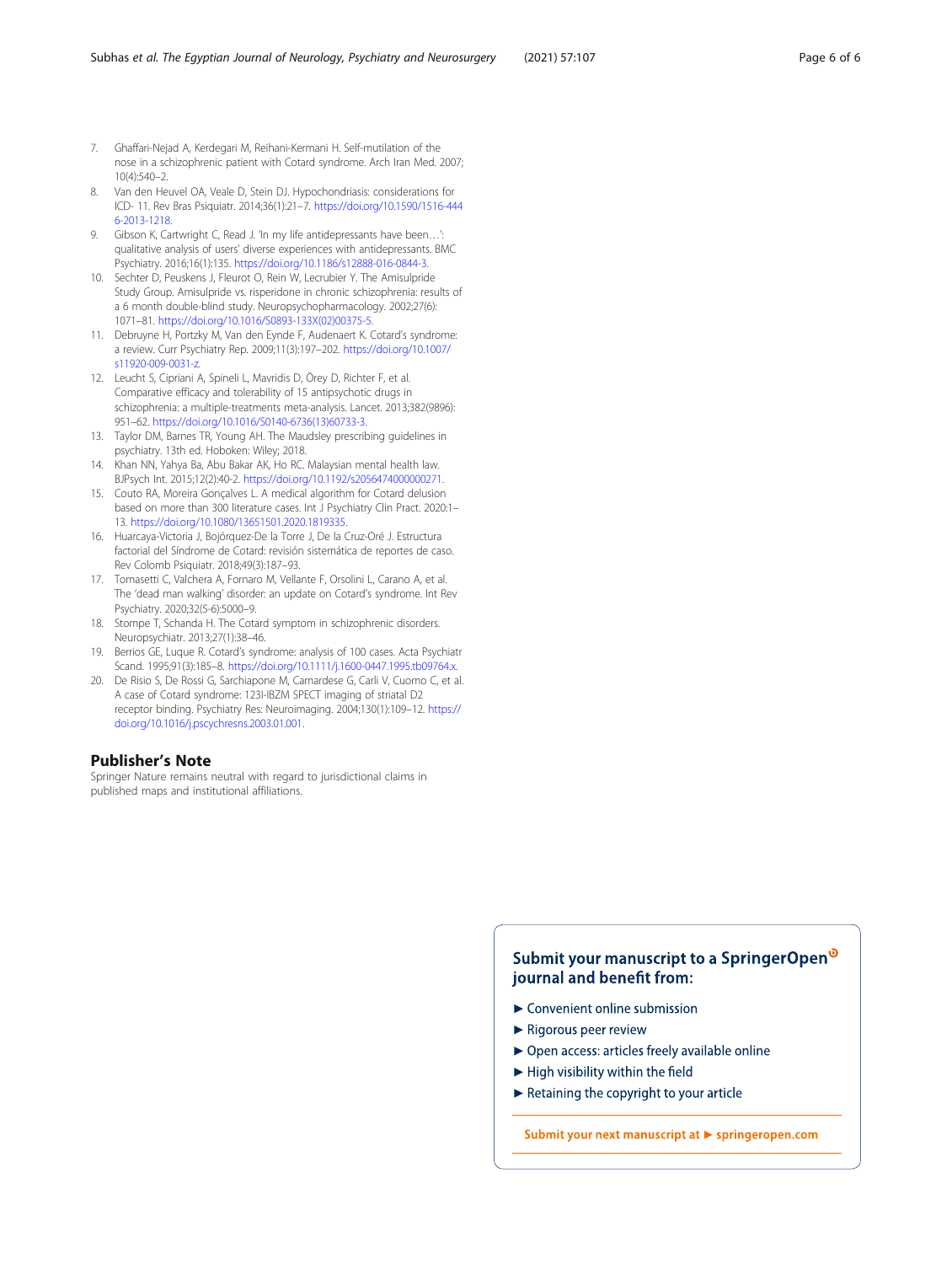7. Ghaffari-Nejad A, Kerdegari M, Reihani-Kermani H. Self-mutilation of the nose in a schizophrenic patient with Cotard syndrome. Arch Iran Med. 2007; 10(4):540–2.
8. Van den Heuvel OA, Veale D, Stein DJ. Hypochondriasis: considerations for ICD- 11. Rev Bras Psiquiatr. 2014;36(1):21–7. https://doi.org/10.1590/1516-4446-2013-1218.
9. Gibson K, Cartwright C, Read J. 'In my life antidepressants have been…': qualitative analysis of users' diverse experiences with antidepressants. BMC Psychiatry. 2016;16(1):135. https://doi.org/10.1186/s12888-016-0844-3.
10. Sechter D, Peuskens J, Fleurot O, Rein W, Lecrubier Y. The Amisulpride Study Group. Amisulpride vs. risperidone in chronic schizophrenia: results of a 6 month double-blind study. Neuropsychopharmacology. 2002;27(6): 1071–81. https://doi.org/10.1016/S0893-133X(02)00375-5.
11. Debruyne H, Portzky M, Van den Eynde F, Audenaert K. Cotard's syndrome: a review. Curr Psychiatry Rep. 2009;11(3):197–202. https://doi.org/10.1007/s11920-009-0031-z.
12. Leucht S, Cipriani A, Spineli L, Mavridis D, Örey D, Richter F, et al. Comparative efficacy and tolerability of 15 antipsychotic drugs in schizophrenia: a multiple-treatments meta-analysis. Lancet. 2013;382(9896): 951–62. https://doi.org/10.1016/S0140-6736(13)60733-3.
13. Taylor DM, Barnes TR, Young AH. The Maudsley prescribing guidelines in psychiatry. 13th ed. Hoboken: Wiley; 2018.
14. Khan NN, Yahya Ba, Abu Bakar AK, Ho RC. Malaysian mental health law. BJPsych Int. 2015;12(2):40-2. https://doi.org/10.1192/s2056474000000271.
15. Couto RA, Moreira Gonçalves L. A medical algorithm for Cotard delusion based on more than 300 literature cases. Int J Psychiatry Clin Pract. 2020:1–13. https://doi.org/10.1080/13651501.2020.1819335.
16. Huarcaya-Victoria J, Bojórquez-De la Torre J, De la Cruz-Oré J. Estructura factorial del Síndrome de Cotard: revisión sistemática de reportes de caso. Rev Colomb Psiquiatr. 2018;49(3):187–93.
17. Tomasetti C, Valchera A, Fornaro M, Vellante F, Orsolini L, Carano A, et al. The 'dead man walking' disorder: an update on Cotard's syndrome. Int Rev Psychiatry. 2020;32(5-6):5000–9.
18. Stompe T, Schanda H. The Cotard symptom in schizophrenic disorders. Neuropsychiatr. 2013;27(1):38–46.
19. Berrios GE, Luque R. Cotard's syndrome: analysis of 100 cases. Acta Psychiatr Scand. 1995;91(3):185–8. https://doi.org/10.1111/j.1600-0447.1995.tb09764.x.
20. De Risio S, De Rossi G, Sarchiapone M, Camardese G, Carli V, Cuomo C, et al. A case of Cotard syndrome: 123I-IBZM SPECT imaging of striatal D2 receptor binding. Psychiatry Res: Neuroimaging. 2004;130(1):109–12. https://doi.org/10.1016/j.pscychresns.2003.01.001.

## Publisher's Note

Springer Nature remains neutral with regard to jurisdictional claims in published maps and institutional affiliations.

**Submit your manuscript to a SpringerOpen journal and benefit from:**

- ► Convenient online submission
- ► Rigorous peer review
- ► Open access: articles freely available online
- ► High visibility within the field
- ► Retaining the copyright to your article

**Submit your next manuscript at ► springeropen.com**